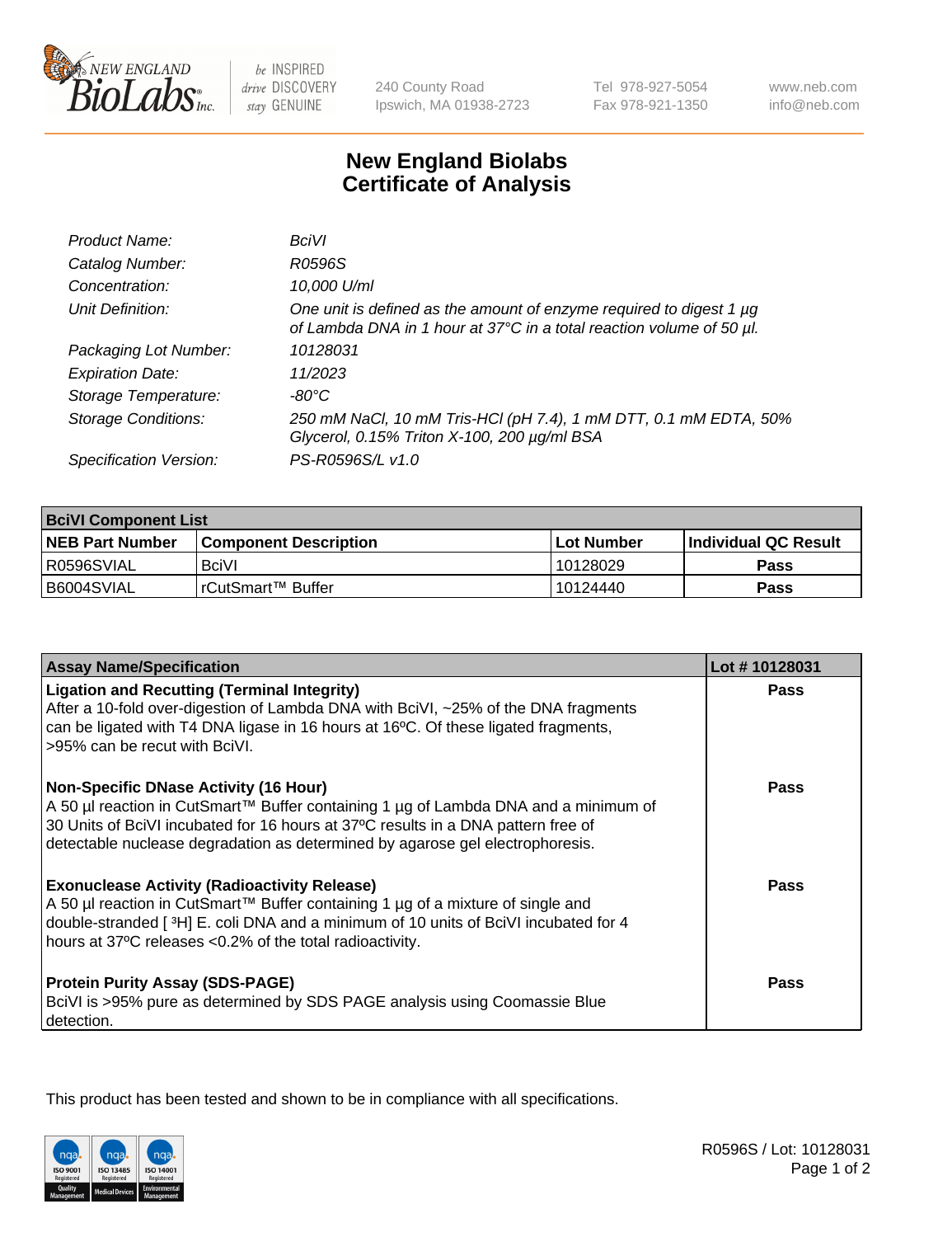# New England Biolabs
# Certificate of Analysis

| | |
|---|---|
| *Product Name:* | *BciVI* |
| *Catalog Number:* | *R0596S* |
| *Concentration:* | *10,000 U/ml* |
| *Unit Definition:* | *One unit is defined as the amount of enzyme required to digest 1 µg of Lambda DNA in 1 hour at 37°C in a total reaction volume of 50 µl.* |
| *Packaging Lot Number:* | *10128031* |
| *Expiration Date:* | *11/2023* |
| *Storage Temperature:* | *-80°C* |
| *Storage Conditions:* | *250 mM NaCl, 10 mM Tris-HCl (pH 7.4), 1 mM DTT, 0.1 mM EDTA, 50% Glycerol, 0.15% Triton X-100, 200 µg/ml BSA* |
| *Specification Version:* | *PS-R0596S/L v1.0* |

| **BciVI Component List** | | | |
|---|---|---|---|
| **NEB Part Number** | **Component Description** | **Lot Number** | **Individual QC Result** |
| R0596SVIAL | BciVI | 10128029 | **Pass** |
| B6004SVIAL | rCutSmart™ Buffer | 10124440 | **Pass** |

| **Assay Name/Specification** | **Lot # 10128031** |
|---|---|
| **Ligation and Recutting (Terminal Integrity)**<br>After a 10-fold over-digestion of Lambda DNA with BciVI, ~25% of the DNA fragments can be ligated with T4 DNA ligase in 16 hours at 16ºC. Of these ligated fragments, >95% can be recut with BciVI. | **Pass** |
| **Non-Specific DNase Activity (16 Hour)**<br>A 50 µl reaction in CutSmart™ Buffer containing 1 µg of Lambda DNA and a minimum of 30 Units of BciVI incubated for 16 hours at 37ºC results in a DNA pattern free of detectable nuclease degradation as determined by agarose gel electrophoresis. | **Pass** |
| **Exonuclease Activity (Radioactivity Release)**<br>A 50 µl reaction in CutSmart™ Buffer containing 1 µg of a mixture of single and double-stranded [ $^3$H] E. coli DNA and a minimum of 10 units of BciVI incubated for 4 hours at 37ºC releases <0.2% of the total radioactivity. | **Pass** |
| **Protein Purity Assay (SDS-PAGE)**<br>BciVI is >95% pure as determined by SDS PAGE analysis using Coomassie Blue detection. | **Pass** |

This product has been tested and shown to be in compliance with all specifications.

R0596S / Lot: 10128031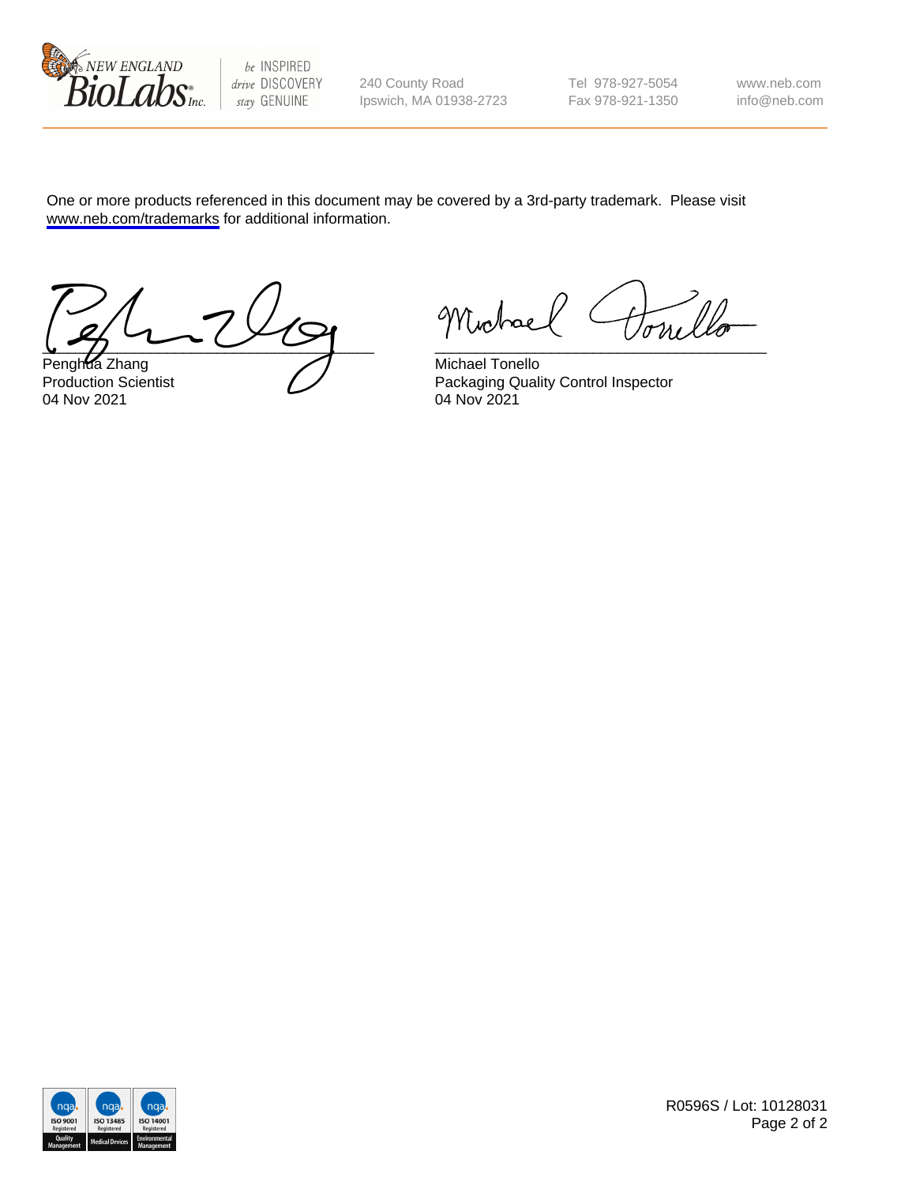One or more products referenced in this document may be covered by a 3rd-party trademark. Please visit www.neb.com/trademarks for additional information.

Penghua Zhang
Production Scientist
04 Nov 2021

Michael Tonello
Packaging Quality Control Inspector
04 Nov 2021

R0596S / Lot: 10128031